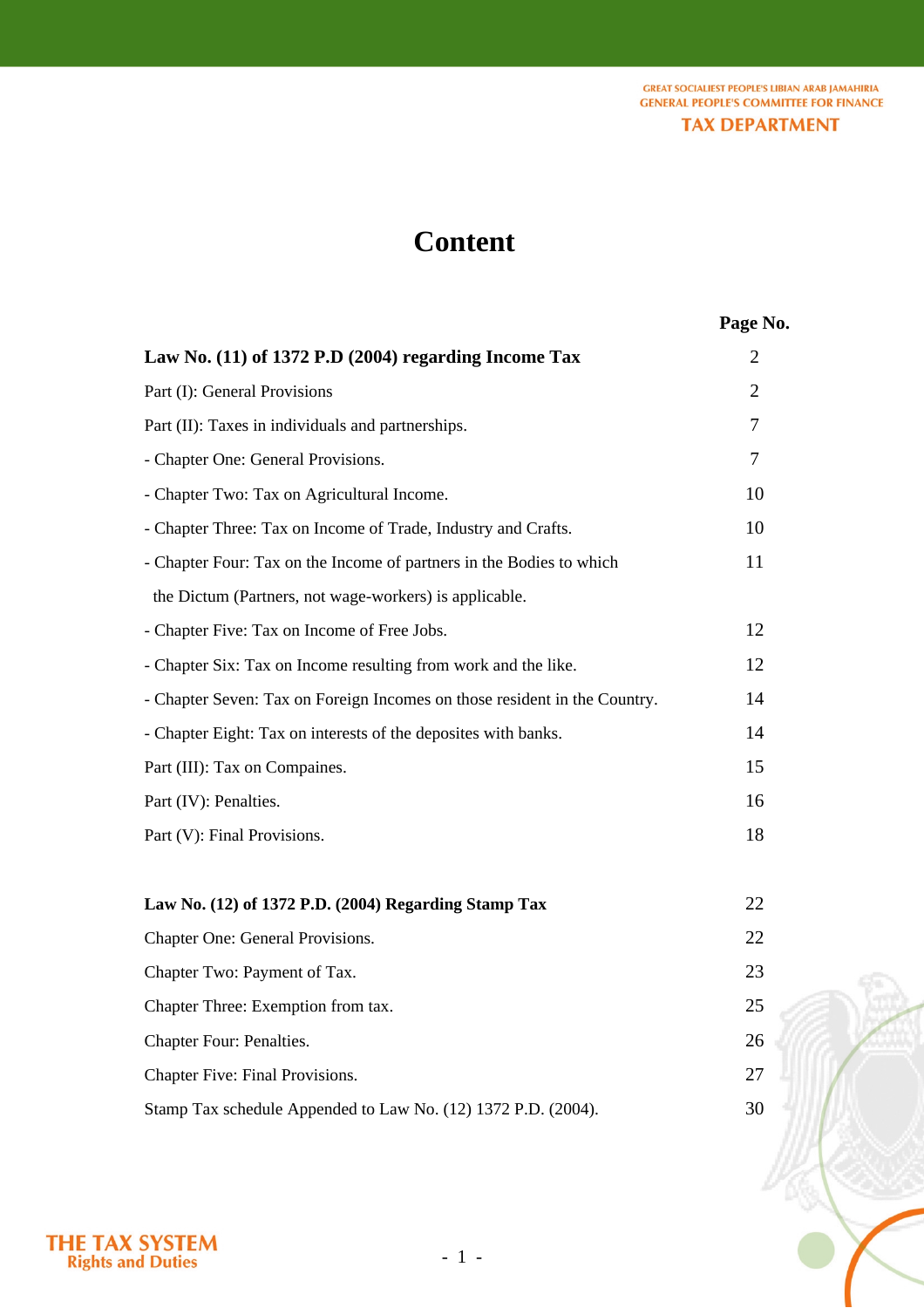# Content

| | Page No. |
|---|---|
| **Law No. (11) of 1372 P.D (2004) regarding Income Tax** | 2 |
| Part (I): General Provisions | 2 |
| Part (II): Taxes in individuals and partnerships. | 7 |
| - Chapter One: General Provisions. | 7 |
| - Chapter Two: Tax on Agricultural Income. | 10 |
| - Chapter Three: Tax on Income of Trade, Industry and Crafts. | 10 |
| - Chapter Four: Tax on the Income of partners in the Bodies to which the Dictum (Partners, not wage-workers) is applicable. | 11 |
| - Chapter Five: Tax on Income of Free Jobs. | 12 |
| - Chapter Six: Tax on Income resulting from work and the like. | 12 |
| - Chapter Seven: Tax on Foreign Incomes on those resident in the Country. | 14 |
| - Chapter Eight: Tax on interests of the deposites with banks. | 14 |
| Part (III): Tax on Compaines. | 15 |
| Part (IV): Penalties. | 16 |
| Part (V): Final Provisions. | 18 |
| | |
| **Law No. (12) of 1372 P.D. (2004) Regarding Stamp Tax** | 22 |
| Chapter One: General Provisions. | 22 |
| Chapter Two: Payment of Tax. | 23 |
| Chapter Three: Exemption from tax. | 25 |
| Chapter Four: Penalties. | 26 |
| Chapter Five: Final Provisions. | 27 |
| Stamp Tax schedule Appended to Law No. (12) 1372 P.D. (2004). | 30 |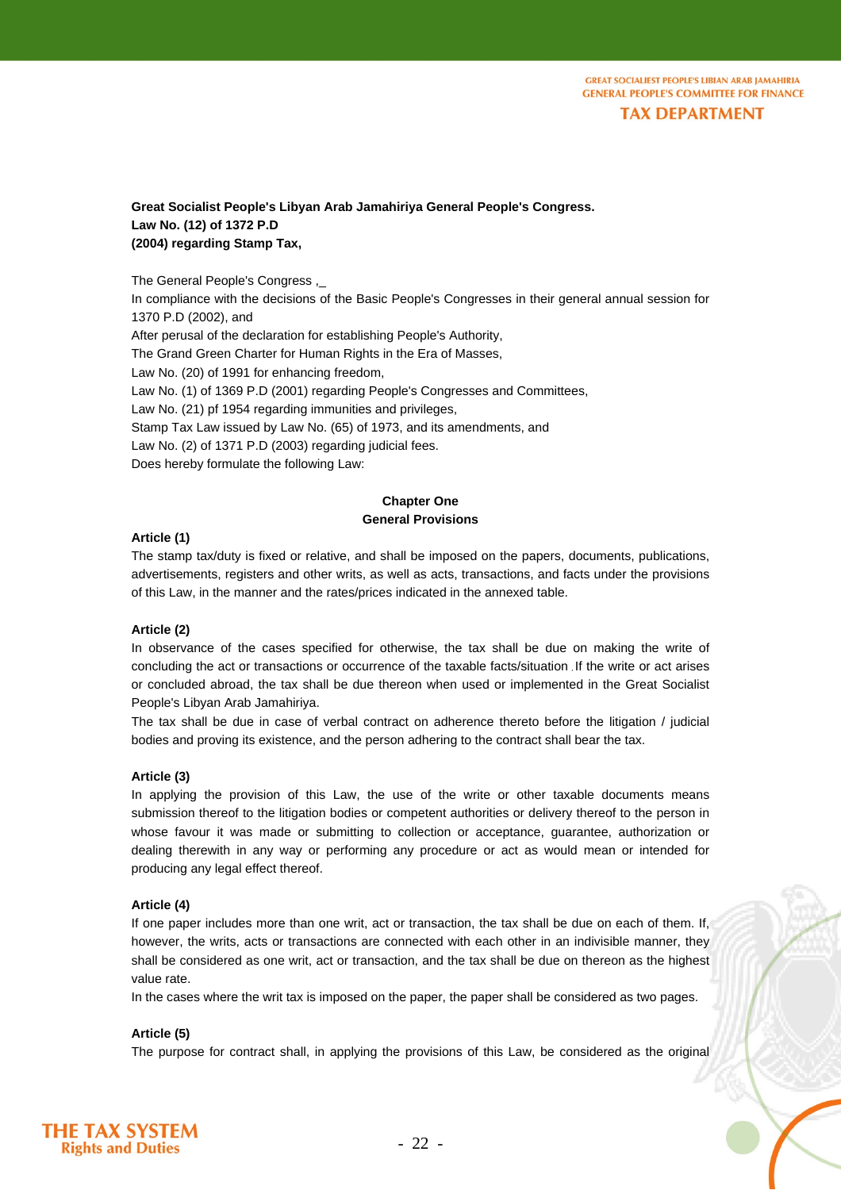**Great Socialist People's Libyan Arab Jamahiriya General People's Congress.**
**Law No. (12) of 1372 P.D**
**(2004) regarding Stamp Tax,**

The General People's Congress ,_
In compliance with the decisions of the Basic People's Congresses in their general annual session for 1370 P.D (2002), and
After perusal of the declaration for establishing People's Authority,
The Grand Green Charter for Human Rights in the Era of Masses,
Law No. (20) of 1991 for enhancing freedom,
Law No. (1) of 1369 P.D (2001) regarding People's Congresses and Committees,
Law No. (21) pf 1954 regarding immunities and privileges,
Stamp Tax Law issued by Law No. (65) of 1973, and its amendments, and
Law No. (2) of 1371 P.D (2003) regarding judicial fees.
Does hereby formulate the following Law:

## Chapter One
## General Provisions

**Article (1)**
The stamp tax/duty is fixed or relative, and shall be imposed on the papers, documents, publications, advertisements, registers and other writs, as well as acts, transactions, and facts under the provisions of this Law, in the manner and the rates/prices indicated in the annexed table.

**Article (2)**
In observance of the cases specified for otherwise, the tax shall be due on making the write of concluding the act or transactions or occurrence of the taxable facts/situation . If the write or act arises or concluded abroad, the tax shall be due thereon when used or implemented in the Great Socialist People's Libyan Arab Jamahiriya.
The tax shall be due in case of verbal contract on adherence thereto before the litigation / judicial bodies and proving its existence, and the person adhering to the contract shall bear the tax.

**Article (3)**
In applying the provision of this Law, the use of the write or other taxable documents means submission thereof to the litigation bodies or competent authorities or delivery thereof to the person in whose favour it was made or submitting to collection or acceptance, guarantee, authorization or dealing therewith in any way or performing any procedure or act as would mean or intended for producing any legal effect thereof.

**Article (4)**
If one paper includes more than one writ, act or transaction, the tax shall be due on each of them. If, however, the writs, acts or transactions are connected with each other in an indivisible manner, they shall be considered as one writ, act or transaction, and the tax shall be due on thereon as the highest value rate.
In the cases where the writ tax is imposed on the paper, the paper shall be considered as two pages.

**Article (5)**
The purpose for contract shall, in applying the provisions of this Law, be considered as the original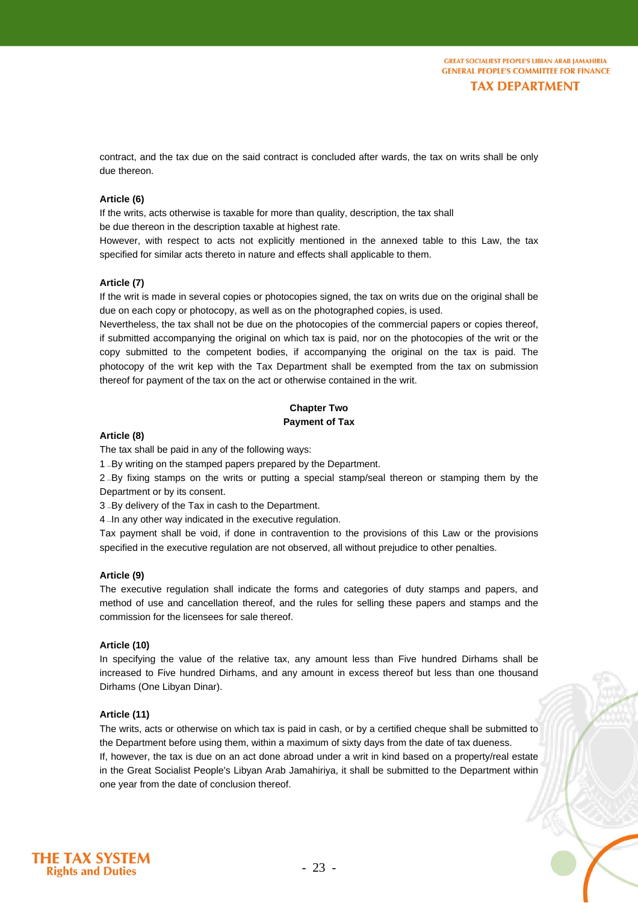contract, and the tax due on the said contract is concluded after wards, the tax on writs shall be only due thereon.

**Article (6)**

If the writs, acts otherwise is taxable for more than quality, description, the tax shall be due thereon in the description taxable at highest rate.

However, with respect to acts not explicitly mentioned in the annexed table to this Law, the tax specified for similar acts thereto in nature and effects shall applicable to them.

**Article (7)**

If the writ is made in several copies or photocopies signed, the tax on writs due on the original shall be due on each copy or photocopy, as well as on the photographed copies, is used.

Nevertheless, the tax shall not be due on the photocopies of the commercial papers or copies thereof, if submitted accompanying the original on which tax is paid, nor on the photocopies of the writ or the copy submitted to the competent bodies, if accompanying the original on the tax is paid. The photocopy of the writ kep with the Tax Department shall be exempted from the tax on submission thereof for payment of the tax on the act or otherwise contained in the writ.

## Chapter Two
## Payment of Tax

**Article (8)**

The tax shall be paid in any of the following ways:

1 _By writing on the stamped papers prepared by the Department.

2 _By fixing stamps on the writs or putting a special stamp/seal thereon or stamping them by the Department or by its consent.

3 _By delivery of the Tax in cash to the Department.

4 _In any other way indicated in the executive regulation.

Tax payment shall be void, if done in contravention to the provisions of this Law or the provisions specified in the executive regulation are not observed, all without prejudice to other penalties.

**Article (9)**

The executive regulation shall indicate the forms and categories of duty stamps and papers, and method of use and cancellation thereof, and the rules for selling these papers and stamps and the commission for the licensees for sale thereof.

**Article (10)**

In specifying the value of the relative tax, any amount less than Five hundred Dirhams shall be increased to Five hundred Dirhams, and any amount in excess thereof but less than one thousand Dirhams (One Libyan Dinar).

**Article (11)**

The writs, acts or otherwise on which tax is paid in cash, or by a certified cheque shall be submitted to the Department before using them, within a maximum of sixty days from the date of tax dueness.

If, however, the tax is due on an act done abroad under a writ in kind based on a property/real estate in the Great Socialist People's Libyan Arab Jamahiriya, it shall be submitted to the Department within one year from the date of conclusion thereof.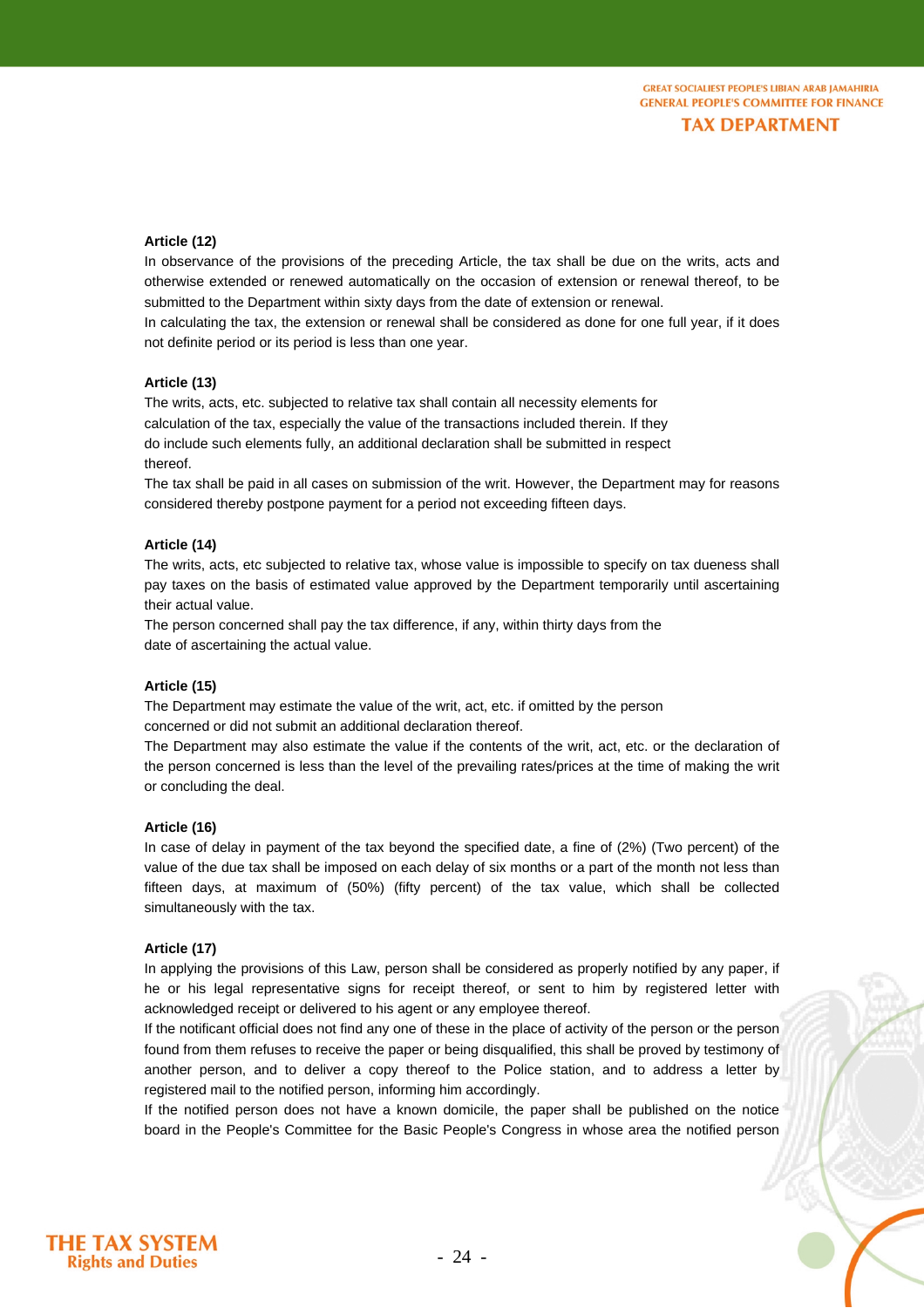**Article (12)**

In observance of the provisions of the preceding Article, the tax shall be due on the writs, acts and otherwise extended or renewed automatically on the occasion of extension or renewal thereof, to be submitted to the Department within sixty days from the date of extension or renewal.

In calculating the tax, the extension or renewal shall be considered as done for one full year, if it does not definite period or its period is less than one year.

**Article (13)**

The writs, acts, etc. subjected to relative tax shall contain all necessity elements for calculation of the tax, especially the value of the transactions included therein. If they do include such elements fully, an additional declaration shall be submitted in respect thereof.

The tax shall be paid in all cases on submission of the writ. However, the Department may for reasons considered thereby postpone payment for a period not exceeding fifteen days.

**Article (14)**

The writs, acts, etc subjected to relative tax, whose value is impossible to specify on tax dueness shall pay taxes on the basis of estimated value approved by the Department temporarily until ascertaining their actual value.

The person concerned shall pay the tax difference, if any, within thirty days from the date of ascertaining the actual value.

**Article (15)**

The Department may estimate the value of the writ, act, etc. if omitted by the person concerned or did not submit an additional declaration thereof.

The Department may also estimate the value if the contents of the writ, act, etc. or the declaration of the person concerned is less than the level of the prevailing rates/prices at the time of making the writ or concluding the deal.

**Article (16)**

In case of delay in payment of the tax beyond the specified date, a fine of (2%) (Two percent) of the value of the due tax shall be imposed on each delay of six months or a part of the month not less than fifteen days, at maximum of (50%) (fifty percent) of the tax value, which shall be collected simultaneously with the tax.

**Article (17)**

In applying the provisions of this Law, person shall be considered as properly notified by any paper, if he or his legal representative signs for receipt thereof, or sent to him by registered letter with acknowledged receipt or delivered to his agent or any employee thereof.

If the notificant official does not find any one of these in the place of activity of the person or the person found from them refuses to receive the paper or being disqualified, this shall be proved by testimony of another person, and to deliver a copy thereof to the Police station, and to address a letter by registered mail to the notified person, informing him accordingly.

If the notified person does not have a known domicile, the paper shall be published on the notice board in the People's Committee for the Basic People's Congress in whose area the notified person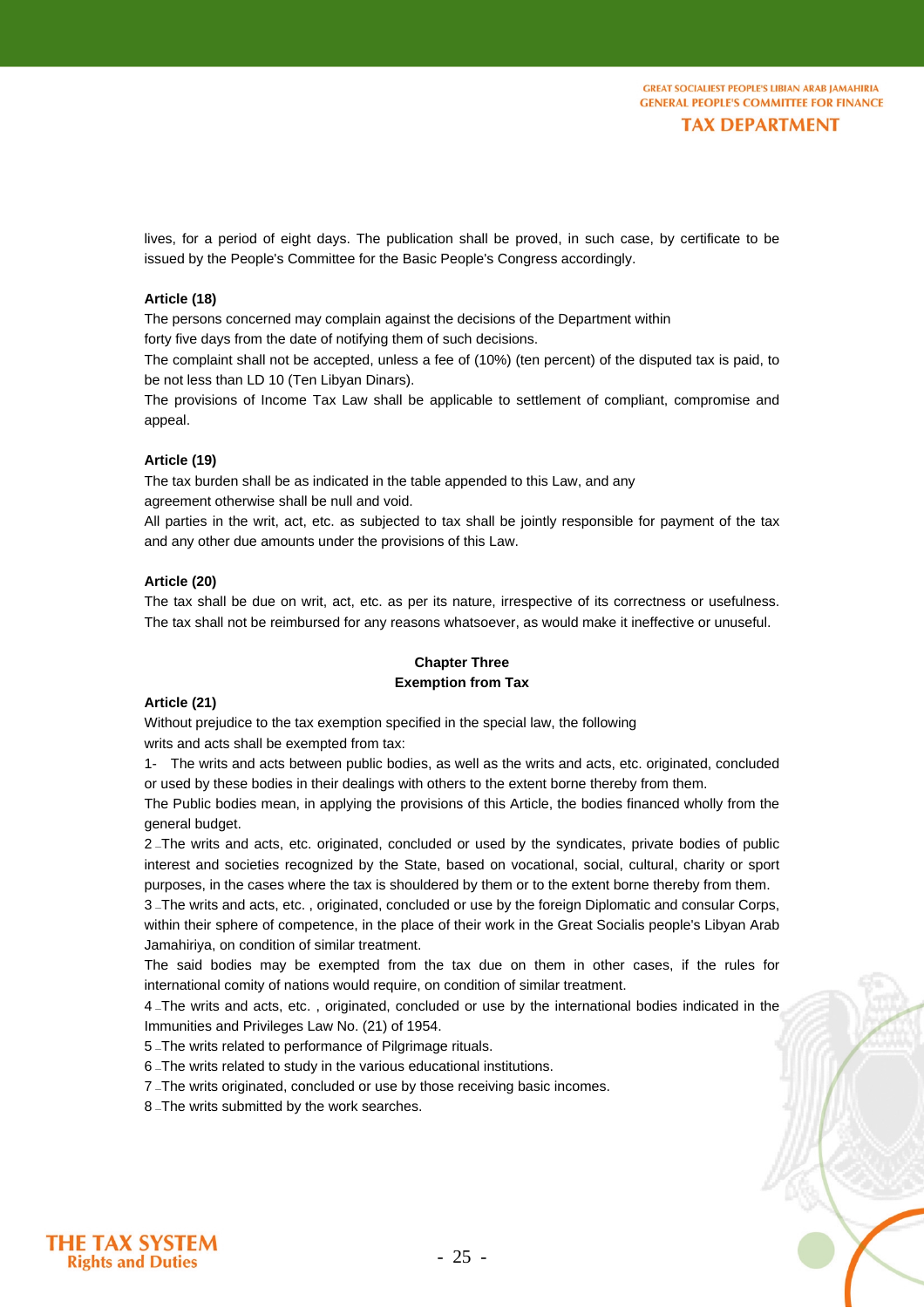lives, for a period of eight days. The publication shall be proved, in such case, by certificate to be issued by the People's Committee for the Basic People's Congress accordingly.

**Article (18)**

The persons concerned may complain against the decisions of the Department within forty five days from the date of notifying them of such decisions.

The complaint shall not be accepted, unless a fee of (10%) (ten percent) of the disputed tax is paid, to be not less than LD 10 (Ten Libyan Dinars).

The provisions of Income Tax Law shall be applicable to settlement of compliant, compromise and appeal.

**Article (19)**

The tax burden shall be as indicated in the table appended to this Law, and any agreement otherwise shall be null and void.

All parties in the writ, act, etc. as subjected to tax shall be jointly responsible for payment of the tax and any other due amounts under the provisions of this Law.

**Article (20)**

The tax shall be due on writ, act, etc. as per its nature, irrespective of its correctness or usefulness. The tax shall not be reimbursed for any reasons whatsoever, as would make it ineffective or unuseful.

## Chapter Three
## Exemption from Tax

**Article (21)**

Without prejudice to the tax exemption specified in the special law, the following writs and acts shall be exempted from tax:

1- The writs and acts between public bodies, as well as the writs and acts, etc. originated, concluded or used by these bodies in their dealings with others to the extent borne thereby from them.

The Public bodies mean, in applying the provisions of this Article, the bodies financed wholly from the general budget.

2 _The writs and acts, etc. originated, concluded or used by the syndicates, private bodies of public interest and societies recognized by the State, based on vocational, social, cultural, charity or sport purposes, in the cases where the tax is shouldered by them or to the extent borne thereby from them.

3 _The writs and acts, etc. , originated, concluded or use by the foreign Diplomatic and consular Corps, within their sphere of competence, in the place of their work in the Great Socialis people's Libyan Arab Jamahiriya, on condition of similar treatment.

The said bodies may be exempted from the tax due on them in other cases, if the rules for international comity of nations would require, on condition of similar treatment.

4 _The writs and acts, etc. , originated, concluded or use by the international bodies indicated in the Immunities and Privileges Law No. (21) of 1954.

5 _The writs related to performance of Pilgrimage rituals.

6 _The writs related to study in the various educational institutions.

7 _The writs originated, concluded or use by those receiving basic incomes.

8 _The writs submitted by the work searches.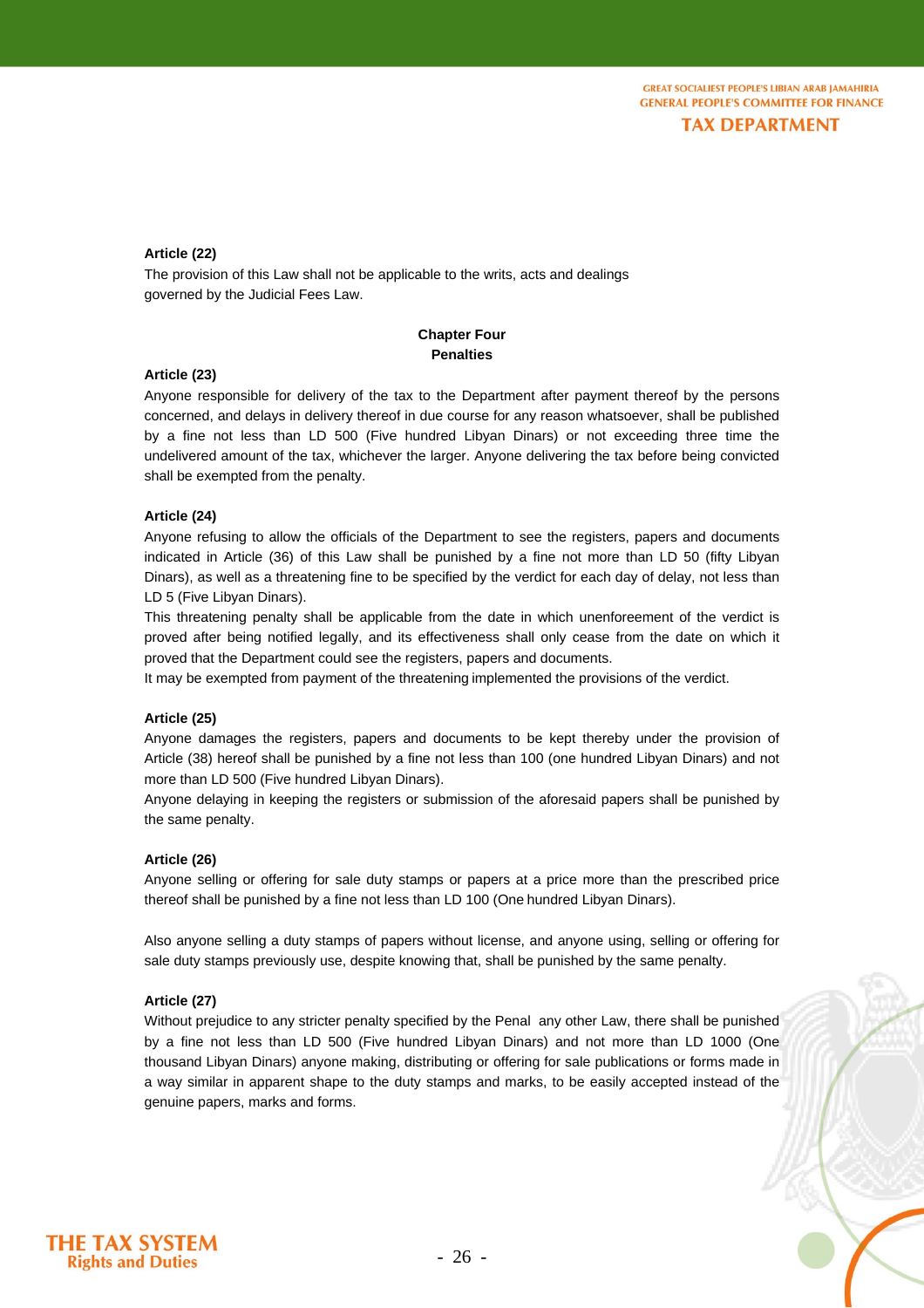**Article (22)**

The provision of this Law shall not be applicable to the writs, acts and dealings governed by the Judicial Fees Law.

## Chapter Four
## Penalties

**Article (23)**

Anyone responsible for delivery of the tax to the Department after payment thereof by the persons concerned, and delays in delivery thereof in due course for any reason whatsoever, shall be published by a fine not less than LD 500 (Five hundred Libyan Dinars) or not exceeding three time the undelivered amount of the tax, whichever the larger. Anyone delivering the tax before being convicted shall be exempted from the penalty.

**Article (24)**

Anyone refusing to allow the officials of the Department to see the registers, papers and documents indicated in Article (36) of this Law shall be punished by a fine not more than LD 50 (fifty Libyan Dinars), as well as a threatening fine to be specified by the verdict for each day of delay, not less than LD 5 (Five Libyan Dinars).

This threatening penalty shall be applicable from the date in which unenforeement of the verdict is proved after being notified legally, and its effectiveness shall only cease from the date on which it proved that the Department could see the registers, papers and documents.

It may be exempted from payment of the threatening implemented the provisions of the verdict.

**Article (25)**

Anyone damages the registers, papers and documents to be kept thereby under the provision of Article (38) hereof shall be punished by a fine not less than 100 (one hundred Libyan Dinars) and not more than LD 500 (Five hundred Libyan Dinars).

Anyone delaying in keeping the registers or submission of the aforesaid papers shall be punished by the same penalty.

**Article (26)**

Anyone selling or offering for sale duty stamps or papers at a price more than the prescribed price thereof shall be punished by a fine not less than LD 100 (One hundred Libyan Dinars).

Also anyone selling a duty stamps of papers without license, and anyone using, selling or offering for sale duty stamps previously use, despite knowing that, shall be punished by the same penalty.

**Article (27)**

Without prejudice to any stricter penalty specified by the Penal any other Law, there shall be punished by a fine not less than LD 500 (Five hundred Libyan Dinars) and not more than LD 1000 (One thousand Libyan Dinars) anyone making, distributing or offering for sale publications or forms made in a way similar in apparent shape to the duty stamps and marks, to be easily accepted instead of the genuine papers, marks and forms.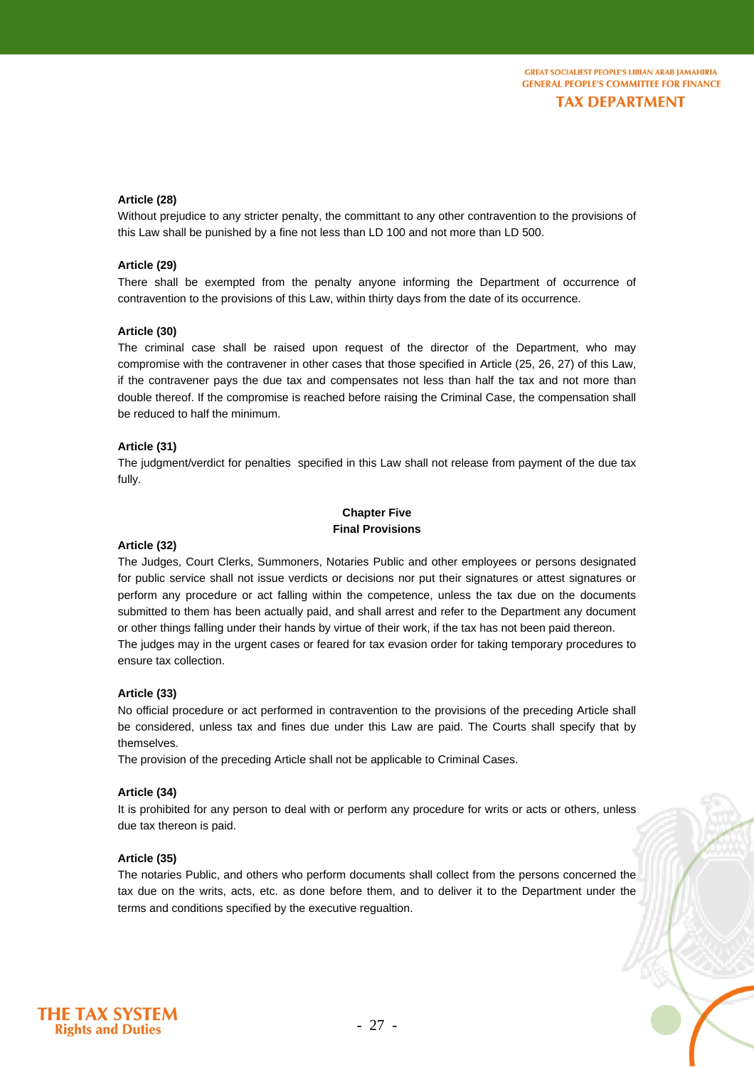**Article (28)**

Without prejudice to any stricter penalty, the committant to any other contravention to the provisions of this Law shall be punished by a fine not less than LD 100 and not more than LD 500.

**Article (29)**

There shall be exempted from the penalty anyone informing the Department of occurrence of contravention to the provisions of this Law, within thirty days from the date of its occurrence.

**Article (30)**

The criminal case shall be raised upon request of the director of the Department, who may compromise with the contravener in other cases that those specified in Article (25, 26, 27) of this Law, if the contravener pays the due tax and compensates not less than half the tax and not more than double thereof. If the compromise is reached before raising the Criminal Case, the compensation shall be reduced to half the minimum.

**Article (31)**

The judgment/verdict for penalties specified in this Law shall not release from payment of the due tax fully.

## Chapter Five
## Final Provisions

**Article (32)**

The Judges, Court Clerks, Summoners, Notaries Public and other employees or persons designated for public service shall not issue verdicts or decisions nor put their signatures or attest signatures or perform any procedure or act falling within the competence, unless the tax due on the documents submitted to them has been actually paid, and shall arrest and refer to the Department any document or other things falling under their hands by virtue of their work, if the tax has not been paid thereon.

The judges may in the urgent cases or feared for tax evasion order for taking temporary procedures to ensure tax collection.

**Article (33)**

No official procedure or act performed in contravention to the provisions of the preceding Article shall be considered, unless tax and fines due under this Law are paid. The Courts shall specify that by themselves.

The provision of the preceding Article shall not be applicable to Criminal Cases.

**Article (34)**

It is prohibited for any person to deal with or perform any procedure for writs or acts or others, unless due tax thereon is paid.

**Article (35)**

The notaries Public, and others who perform documents shall collect from the persons concerned the tax due on the writs, acts, etc. as done before them, and to deliver it to the Department under the terms and conditions specified by the executive regualtion.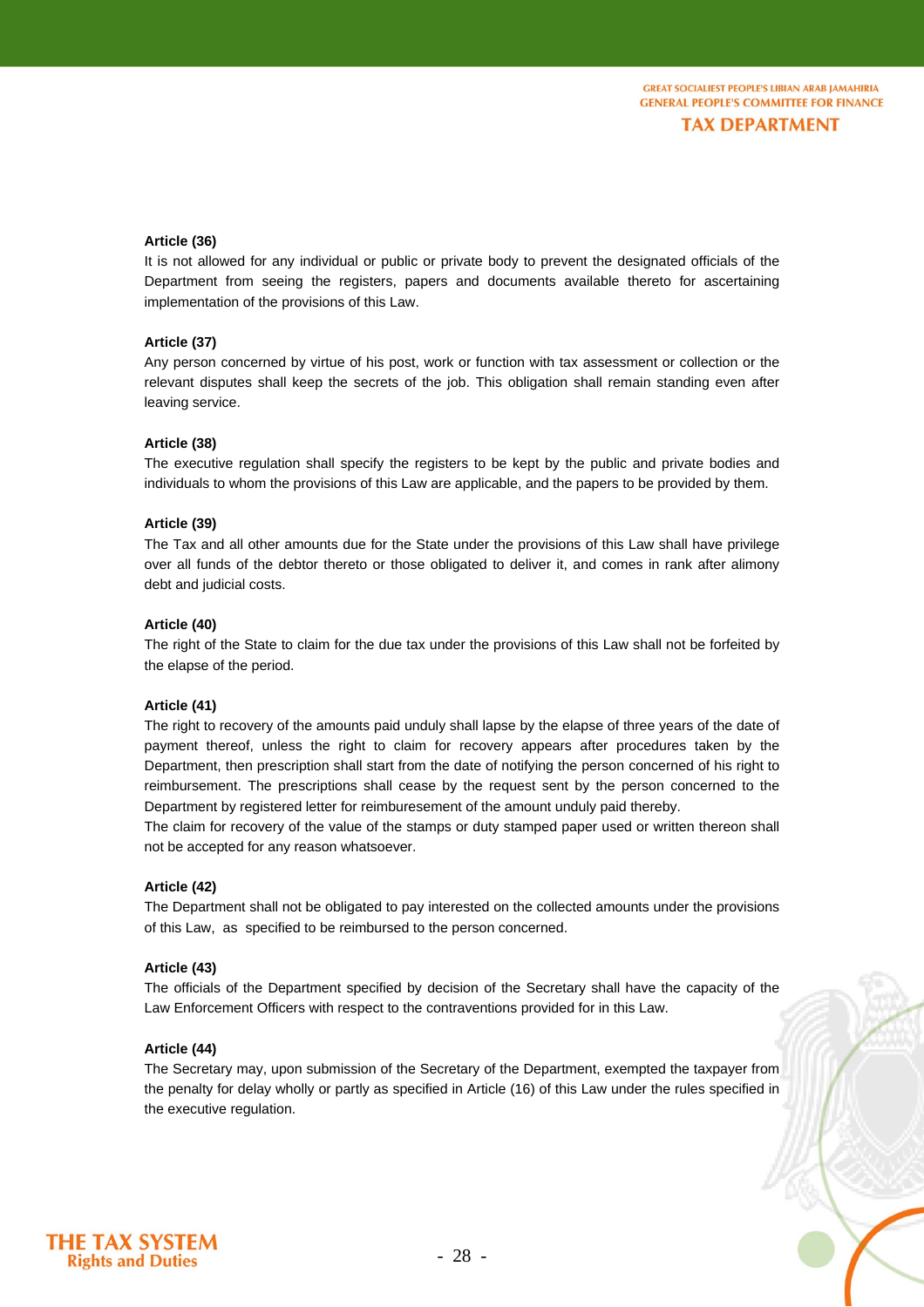**Article (36)**

It is not allowed for any individual or public or private body to prevent the designated officials of the Department from seeing the registers, papers and documents available thereto for ascertaining implementation of the provisions of this Law.

**Article (37)**

Any person concerned by virtue of his post, work or function with tax assessment or collection or the relevant disputes shall keep the secrets of the job. This obligation shall remain standing even after leaving service.

**Article (38)**

The executive regulation shall specify the registers to be kept by the public and private bodies and individuals to whom the provisions of this Law are applicable, and the papers to be provided by them.

**Article (39)**

The Tax and all other amounts due for the State under the provisions of this Law shall have privilege over all funds of the debtor thereto or those obligated to deliver it, and comes in rank after alimony debt and judicial costs.

**Article (40)**

The right of the State to claim for the due tax under the provisions of this Law shall not be forfeited by the elapse of the period.

**Article (41)**

The right to recovery of the amounts paid unduly shall lapse by the elapse of three years of the date of payment thereof, unless the right to claim for recovery appears after procedures taken by the Department, then prescription shall start from the date of notifying the person concerned of his right to reimbursement. The prescriptions shall cease by the request sent by the person concerned to the Department by registered letter for reimburesement of the amount unduly paid thereby.

The claim for recovery of the value of the stamps or duty stamped paper used or written thereon shall not be accepted for any reason whatsoever.

**Article (42)**

The Department shall not be obligated to pay interested on the collected amounts under the provisions of this Law, as specified to be reimbursed to the person concerned.

**Article (43)**

The officials of the Department specified by decision of the Secretary shall have the capacity of the Law Enforcement Officers with respect to the contraventions provided for in this Law.

**Article (44)**

The Secretary may, upon submission of the Secretary of the Department, exempted the taxpayer from the penalty for delay wholly or partly as specified in Article (16) of this Law under the rules specified in the executive regulation.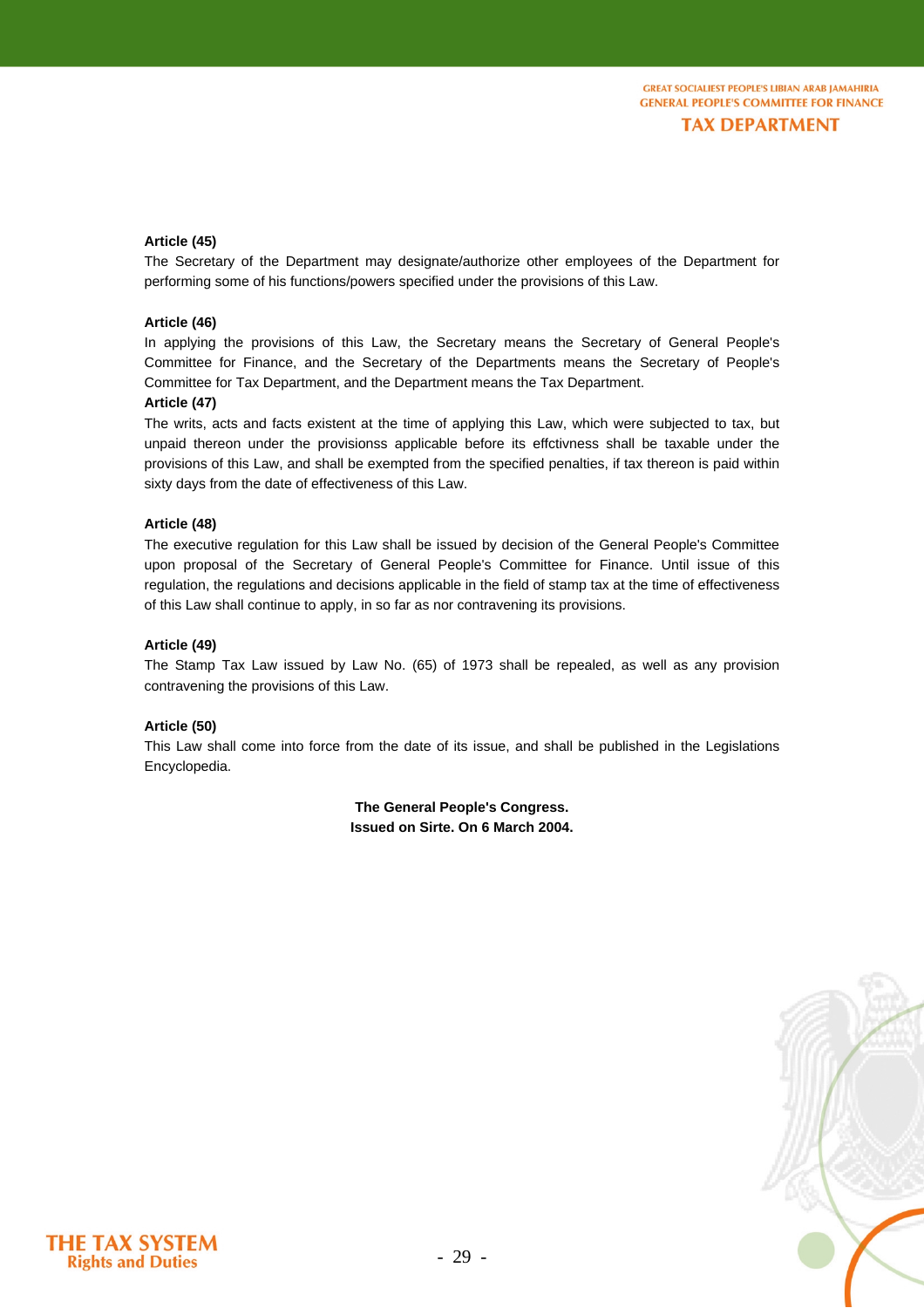**Article (45)**

The Secretary of the Department may designate/authorize other employees of the Department for performing some of his functions/powers specified under the provisions of this Law.

**Article (46)**

In applying the provisions of this Law, the Secretary means the Secretary of General People's Committee for Finance, and the Secretary of the Departments means the Secretary of People's Committee for Tax Department, and the Department means the Tax Department.

**Article (47)**

The writs, acts and facts existent at the time of applying this Law, which were subjected to tax, but unpaid thereon under the provisionss applicable before its effctivness shall be taxable under the provisions of this Law, and shall be exempted from the specified penalties, if tax thereon is paid within sixty days from the date of effectiveness of this Law.

**Article (48)**

The executive regulation for this Law shall be issued by decision of the General People's Committee upon proposal of the Secretary of General People's Committee for Finance. Until issue of this regulation, the regulations and decisions applicable in the field of stamp tax at the time of effectiveness of this Law shall continue to apply, in so far as nor contravening its provisions.

**Article (49)**

The Stamp Tax Law issued by Law No. (65) of 1973 shall be repealed, as well as any provision contravening the provisions of this Law.

**Article (50)**

This Law shall come into force from the date of its issue, and shall be published in the Legislations Encyclopedia.

**The General People's Congress.**
**Issued on Sirte. On 6 March 2004.**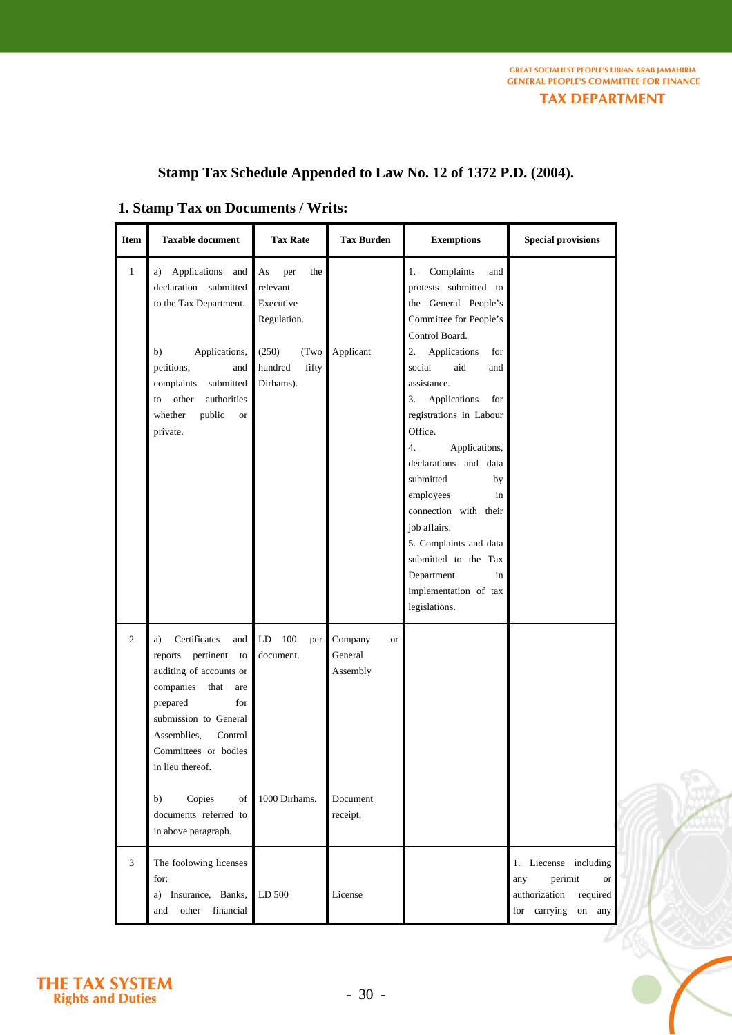## Stamp Tax Schedule Appended to Law No. 12 of 1372 P.D. (2004).

### 1. Stamp Tax on Documents / Writs:

| Item | Taxable document | Tax Rate | Tax Burden | Exemptions | Special provisions |
|---|---|---|---|---|---|
| 1 | a) Applications and declaration submitted to the Tax Department.<br><br>b) Applications, petitions, and complaints submitted to other authorities whether public or private. | As per the relevant Executive Regulation.<br><br>(250) (Two hundred fifty Dirhams). | <br><br>Applicant | 1. Complaints and protests submitted to the General People's Committee for People's Control Board.<br>2. Applications for social aid and assistance.<br>3. Applications for registrations in Labour Office.<br>4. Applications, declarations and data submitted by employees in connection with their job affairs.<br>5. Complaints and data submitted to the Tax Department in implementation of tax legislations. | |
| 2 | a) Certificates and reports pertinent to auditing of accounts or companies that are prepared for submission to General Assemblies, Control Committees or bodies in lieu thereof.<br><br>b) Copies of documents referred to in above paragraph. | LD 100. per document.<br><br>1000 Dirhams. | Company or General Assembly<br><br>Document receipt. | | |
| 3 | The foolowing licenses for:<br>a) Insurance, Banks, and other financial | <br><br>LD 500 | <br><br>License | | 1. Liecense including any perimit or authorization required for carrying on any |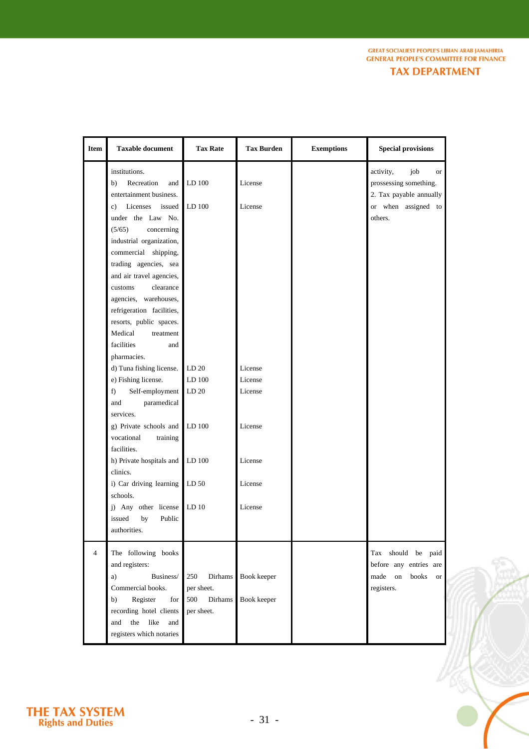| Item | Taxable document | Tax Rate | Tax Burden | Exemptions | Special provisions |
|---|---|---|---|---|---|
| | institutions.<br>b) Recreation and entertainment business.<br>c) Licenses issued under the Law No. (5/65) concerning industrial organization, commercial shipping, trading agencies, sea and air travel agencies, customs clearance agencies, warehouses, refrigeration facilities, resorts, public spaces. Medical treatment facilities and pharmacies.<br>d) Tuna fishing license.<br>e) Fishing license.<br>f) Self-employment and paramedical services.<br>g) Private schools and vocational training facilities.<br>h) Private hospitals and clinics.<br>i) Car driving learning schools.<br>j) Any other license issued by Public authorities. | <br>LD 100<br><br>LD 100<br><br><br><br><br><br><br><br><br><br>LD 20<br>LD 100<br>LD 20<br><br>LD 100<br><br>LD 100<br><br>LD 50<br><br>LD 10 | <br>License<br><br>License<br><br><br><br><br><br><br><br><br><br>License<br>License<br>License<br><br>License<br><br>License<br><br>License<br><br>License | | activity, job or prossessing something.<br>2. Tax payable annually or when assigned to others. |
| 4 | The following books and registers:<br>a) Business/ Commercial books.<br>b) Register for recording hotel clients and the like and registers which notaries | <br><br>250 Dirhams per sheet.<br>500 Dirhams per sheet. | <br><br>Book keeper<br>Book keeper | | Tax should be paid before any entries are made on books or registers. |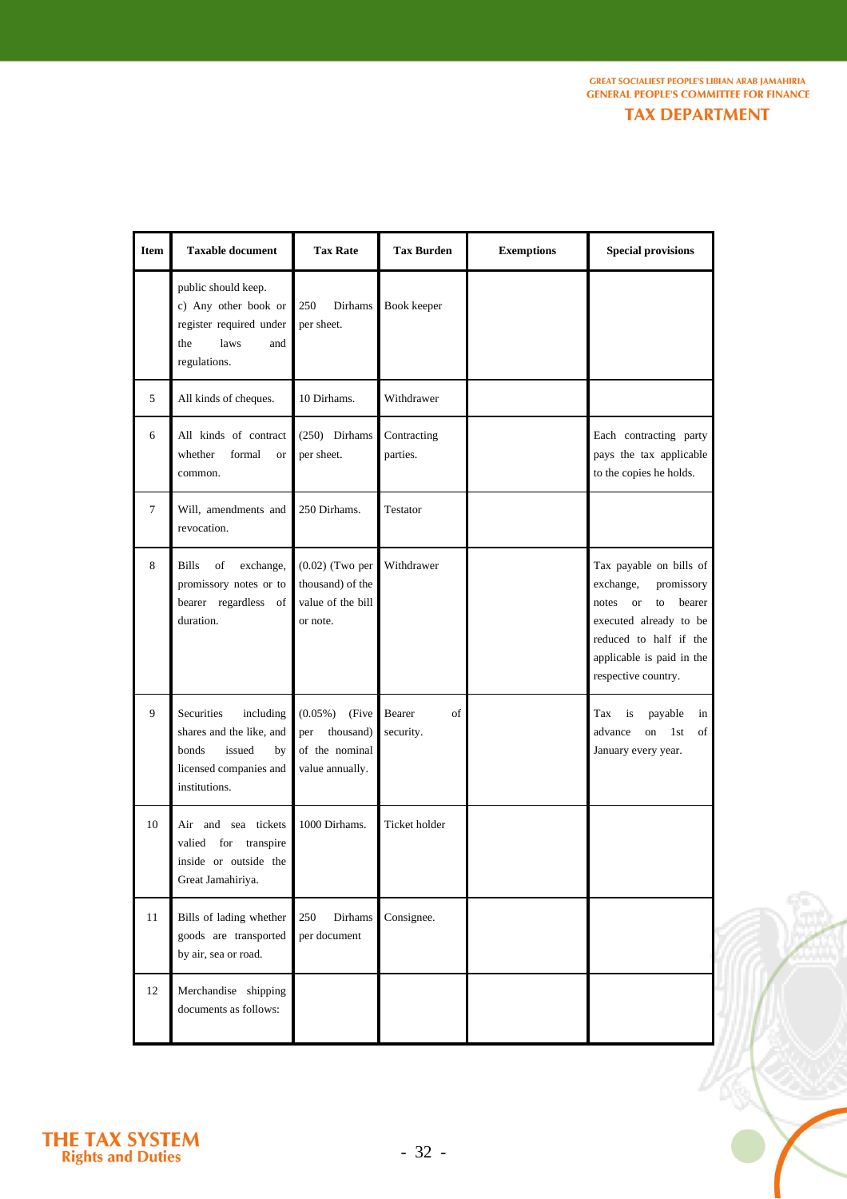| Item | Taxable document | Tax Rate | Tax Burden | Exemptions | Special provisions |
|---|---|---|---|---|---|
| | public should keep. c) Any other book or register required under the laws and regulations. | 250 Dirhams per sheet. | Book keeper | | |
| 5 | All kinds of cheques. | 10 Dirhams. | Withdrawer | | |
| 6 | All kinds of contract whether formal or common. | (250) Dirhams per sheet. | Contracting parties. | | Each contracting party pays the tax applicable to the copies he holds. |
| 7 | Will, amendments and revocation. | 250 Dirhams. | Testator | | |
| 8 | Bills of exchange, promissory notes or to bearer regardless of duration. | (0.02) (Two per thousand) of the value of the bill or note. | Withdrawer | | Tax payable on bills of exchange, promissory notes or to bearer executed already to be reduced to half if the applicable is paid in the respective country. |
| 9 | Securities including shares and the like, and bonds issued by licensed companies and institutions. | (0.05%) (Five per thousand) of the nominal value annually. | Bearer of security. | | Tax is payable in advance on 1st of January every year. |
| 10 | Air and sea tickets valied for transpire inside or outside the Great Jamahiriya. | 1000 Dirhams. | Ticket holder | | |
| 11 | Bills of lading whether goods are transported by air, sea or road. | 250 Dirhams per document | Consignee. | | |
| 12 | Merchandise shipping documents as follows: | | | | |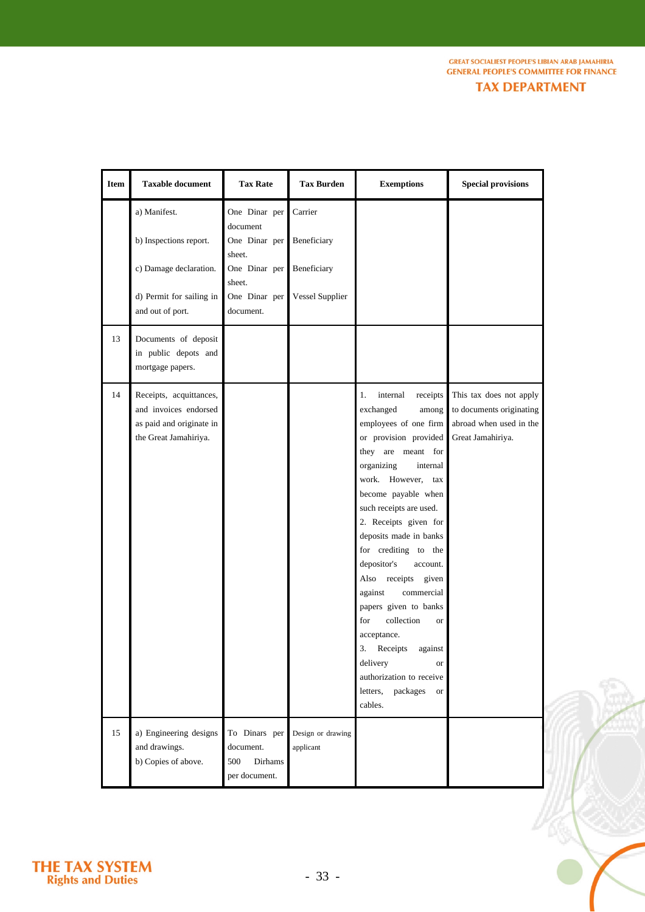| Item | Taxable document | Tax Rate | Tax Burden | Exemptions | Special provisions |
|---|---|---|---|---|---|
| | a) Manifest.<br>b) Inspections report.<br>c) Damage declaration.<br>d) Permit for sailing in and out of port. | One Dinar per document<br>One Dinar per sheet.<br>One Dinar per sheet.<br>One Dinar per document. | Carrier<br>Beneficiary<br>Beneficiary<br>Vessel Supplier | | |
| 13 | Documents of deposit in public depots and mortgage papers. | | | | |
| 14 | Receipts, acquittances, and invoices endorsed as paid and originate in the Great Jamahiriya. | | | 1. internal receipts exchanged among employees of one firm or provision provided they are meant for organizing internal work. However, tax become payable when such receipts are used.<br>2. Receipts given for deposits made in banks for crediting to the depositor's account. Also receipts given against commercial papers given to banks for collection or acceptance.<br>3. Receipts against delivery or authorization to receive letters, packages or cables. | This tax does not apply to documents originating abroad when used in the Great Jamahiriya. |
| 15 | a) Engineering designs and drawings.<br>b) Copies of above. | To Dinars per document.<br>500 Dirhams per document. | Design or drawing applicant | | |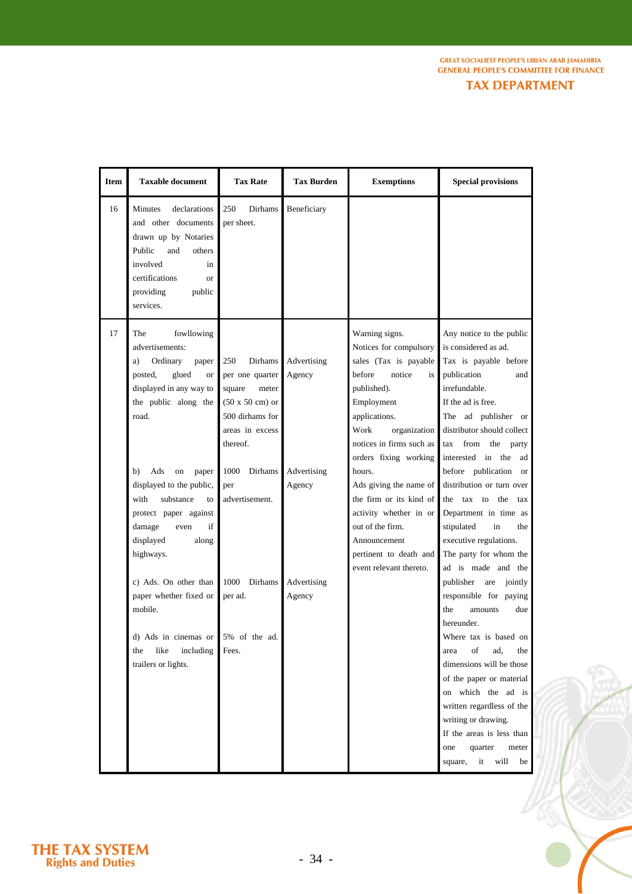| Item | Taxable document | Tax Rate | Tax Burden | Exemptions | Special provisions |
|---|---|---|---|---|---|
| 16 | Minutes declarations and other documents drawn up by Notaries Public and others involved in certifications or providing public services. | 250 Dirhams per sheet. | Beneficiary | | |
| 17 | The fowllowing advertisements:<br>a) Ordinary paper posted, glued or displayed in any way to the public along the road.<br><br>b) Ads on paper displayed to the public, with substance to protect paper against damage even if displayed along highways.<br><br>c) Ads. On other than paper whether fixed or mobile.<br><br>d) Ads in cinemas or the like including trailers or lights. | 250 Dirhams per one quarter square meter (50 x 50 cm) or 500 dirhams for areas in excess thereof.<br><br>1000 Dirhams per advertisement.<br><br>1000 Dirhams per ad.<br><br>5% of the ad. Fees. | Advertising Agency<br><br>Advertising Agency<br><br>Advertising Agency | Warning signs.<br>Notices for compulsory sales (Tax is payable before notice is published).<br>Employment applications.<br>Work organization notices in firms such as orders fixing working hours.<br>Ads giving the name of the firm or its kind of activity whether in or out of the firm.<br>Announcement pertinent to death and event relevant thereto. | Any notice to the public is considered as ad.<br>Tax is payable before publication and irrefundable.<br>If the ad is free.<br>The ad publisher or distributor should collect tax from the party interested in the ad before publication or distribution or turn over the tax to the tax Department in time as stipulated in the executive regulations.<br>The party for whom the ad is made and the publisher are jointly responsible for paying the amounts due hereunder.<br>Where tax is based on area of ad, the dimensions will be those of the paper or material on which the ad is written regardless of the writing or drawing.<br>If the areas is less than one quarter meter square, it will be |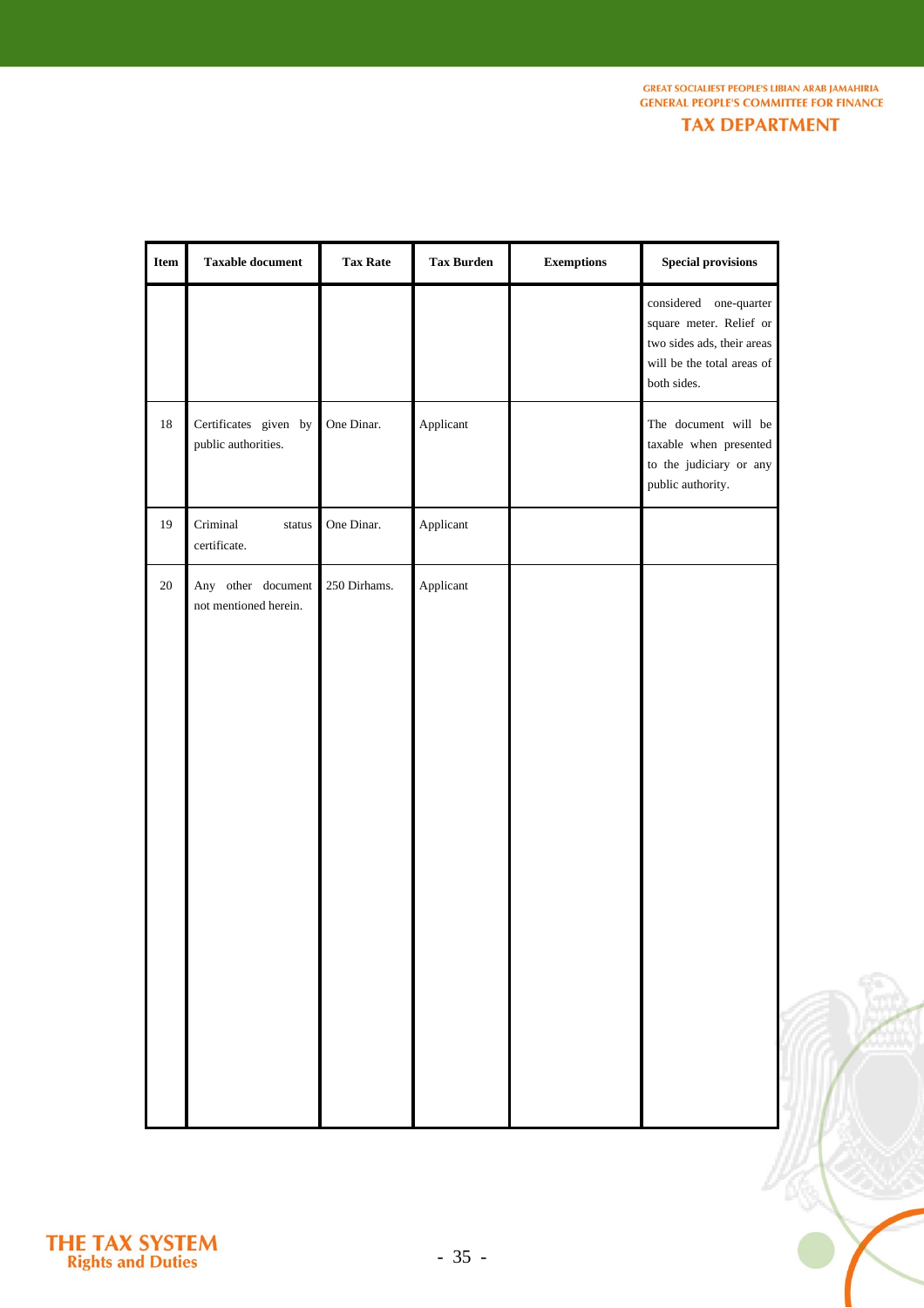| Item | Taxable document | Tax Rate | Tax Burden | Exemptions | Special provisions |
|---|---|---|---|---|---|
| | | | | | considered one-quarter square meter. Relief or two sides ads, their areas will be the total areas of both sides. |
| 18 | Certificates given by public authorities. | One Dinar. | Applicant | | The document will be taxable when presented to the judiciary or any public authority. |
| 19 | Criminal status certificate. | One Dinar. | Applicant | | |
| 20 | Any other document not mentioned herein. | 250 Dirhams. | Applicant | | |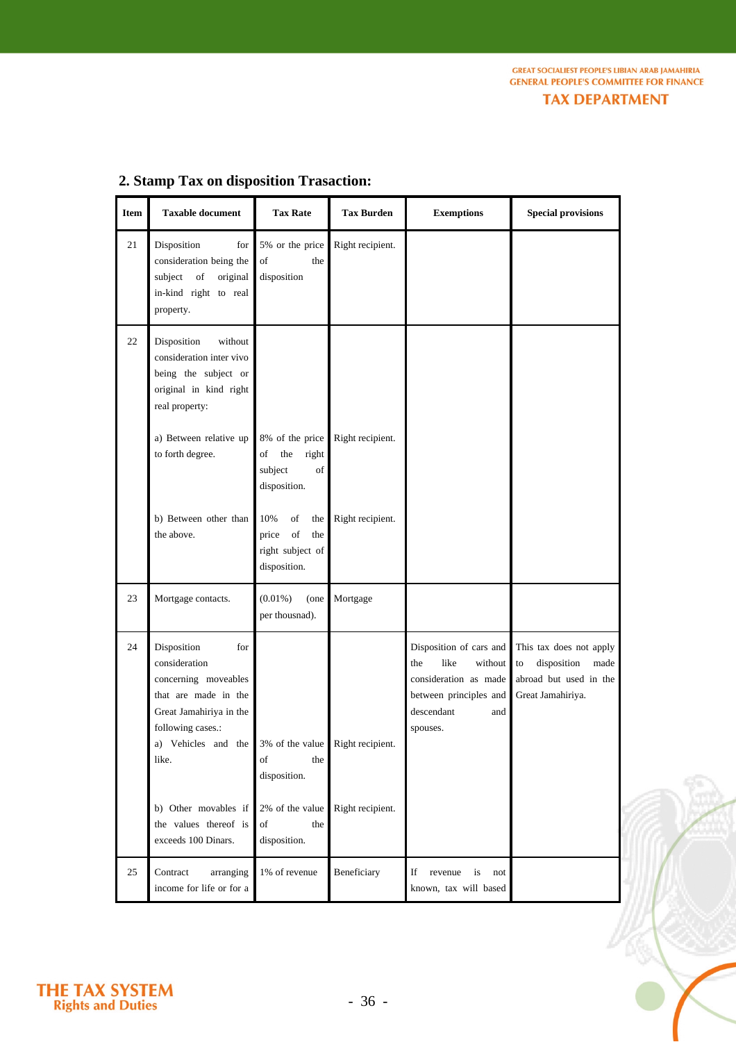## 2. Stamp Tax on disposition Trasaction:

| Item | Taxable document | Tax Rate | Tax Burden | Exemptions | Special provisions |
|---|---|---|---|---|---|
| 21 | Disposition for consideration being the subject of original in-kind right to real property. | 5% or the price of the disposition | Right recipient. | | |
| 22 | Disposition without consideration inter vivo being the subject or original in kind right real property: | | | | |
| | a) Between relative up to forth degree. | 8% of the price of the right subject of disposition. | Right recipient. | | |
| | b) Between other than the above. | 10% of the price of the right subject of disposition. | Right recipient. | | |
| 23 | Mortgage contacts. | (0.01%) (one per thousnad). | Mortgage | | |
| 24 | Disposition for consideration concerning moveables that are made in the Great Jamahiriya in the following cases.: | | | Disposition of cars and the like without consideration as made between principles and descendant and spouses. | This tax does not apply to disposition made abroad but used in the Great Jamahiriya. |
| | a) Vehicles and the like. | 3% of the value of the disposition. | Right recipient. | | |
| | b) Other movables if the values thereof is exceeds 100 Dinars. | 2% of the value of the disposition. | Right recipient. | | |
| 25 | Contract arranging income for life or for a | 1% of revenue | Beneficiary | If revenue is not known, tax will based | |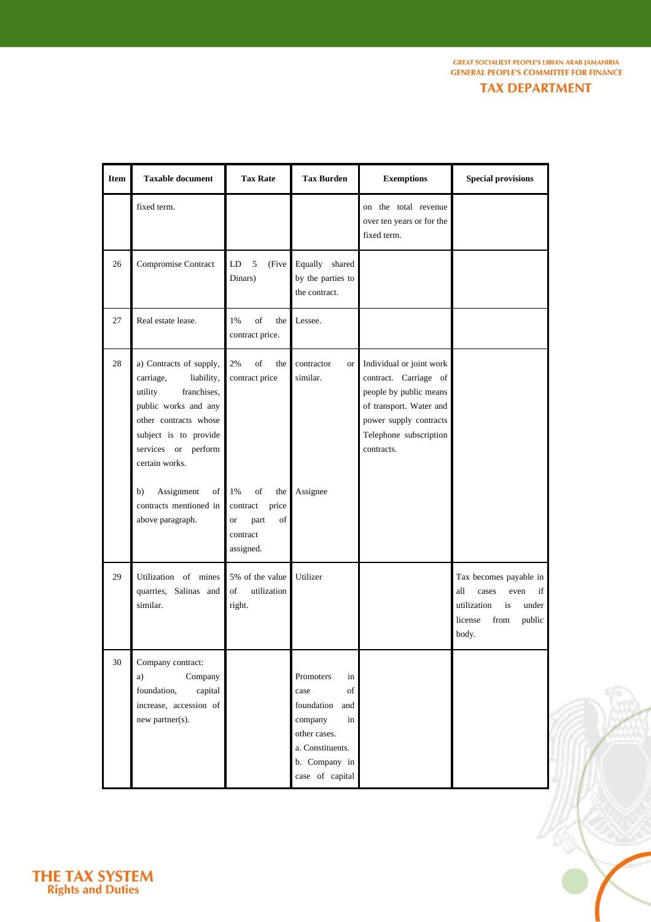| Item | Taxable document | Tax Rate | Tax Burden | Exemptions | Special provisions |
|---|---|---|---|---|---|
| | fixed term. | | | on the total revenue over ten years or for the fixed term. | |
| 26 | Compromise Contract | LD 5 (Five Dinars) | Equally shared by the parties to the contract. | | |
| 27 | Real estate lease. | 1% of the contract price. | Lessee. | | |
| 28 | a) Contracts of supply, carriage, liability, utility franchises, public works and any other contracts whose subject is to provide services or perform certain works. | 2% of the contract price | contractor or similar. | Individual or joint work contract. Carriage of people by public means of transport. Water and power supply contracts Telephone subscription contracts. | |
| | b) Assignment of contracts mentioned in above paragraph. | 1% of the contract price or part of contract assigned. | Assignee | | |
| 29 | Utilization of mines quarries, Salinas and similar. | 5% of the value of utilization right. | Utilizer | | Tax becomes payable in all cases even if utilization is under license from public body. |
| 30 | Company contract:<br>a) Company foundation, capital increase, accession of new partner(s). | | Promoters in case of foundation and company in other cases.<br>a. Constituents.<br>b. Company in case of capital | | |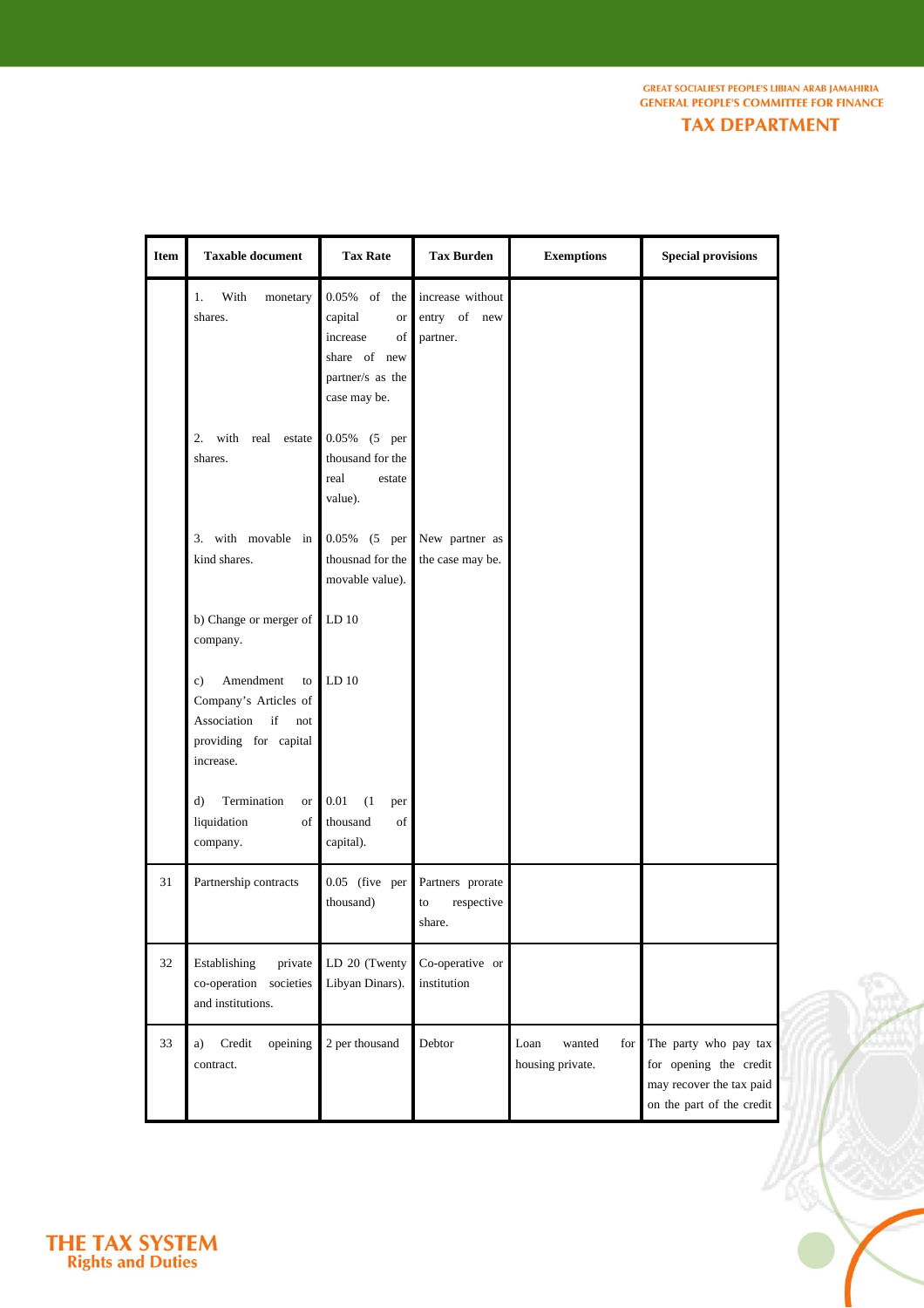| Item | Taxable document | Tax Rate | Tax Burden | Exemptions | Special provisions |
|---|---|---|---|---|---|
| | 1. With monetary shares. | 0.05% of the capital or increase of share of new partner/s as the case may be. | increase without entry of new partner. | | |
| | 2. with real estate shares. | 0.05% (5 per thousand for the real estate value). | | | |
| | 3. with movable in kind shares. | 0.05% (5 per thousnad for the movable value). | New partner as the case may be. | | |
| | b) Change or merger of company. | LD 10 | | | |
| | c) Amendment to Company's Articles of Association if not providing for capital increase. | LD 10 | | | |
| | d) Termination or liquidation of company. | 0.01 (1 per thousand of capital). | | | |
| 31 | Partnership contracts | 0.05 (five per thousand) | Partners prorate to respective share. | | |
| 32 | Establishing private co-operation societies and institutions. | LD 20 (Twenty Libyan Dinars). | Co-operative or institution | | |
| 33 | a) Credit opeining contract. | 2 per thousand | Debtor | Loan wanted for housing private. | The party who pay tax for opening the credit may recover the tax paid on the part of the credit |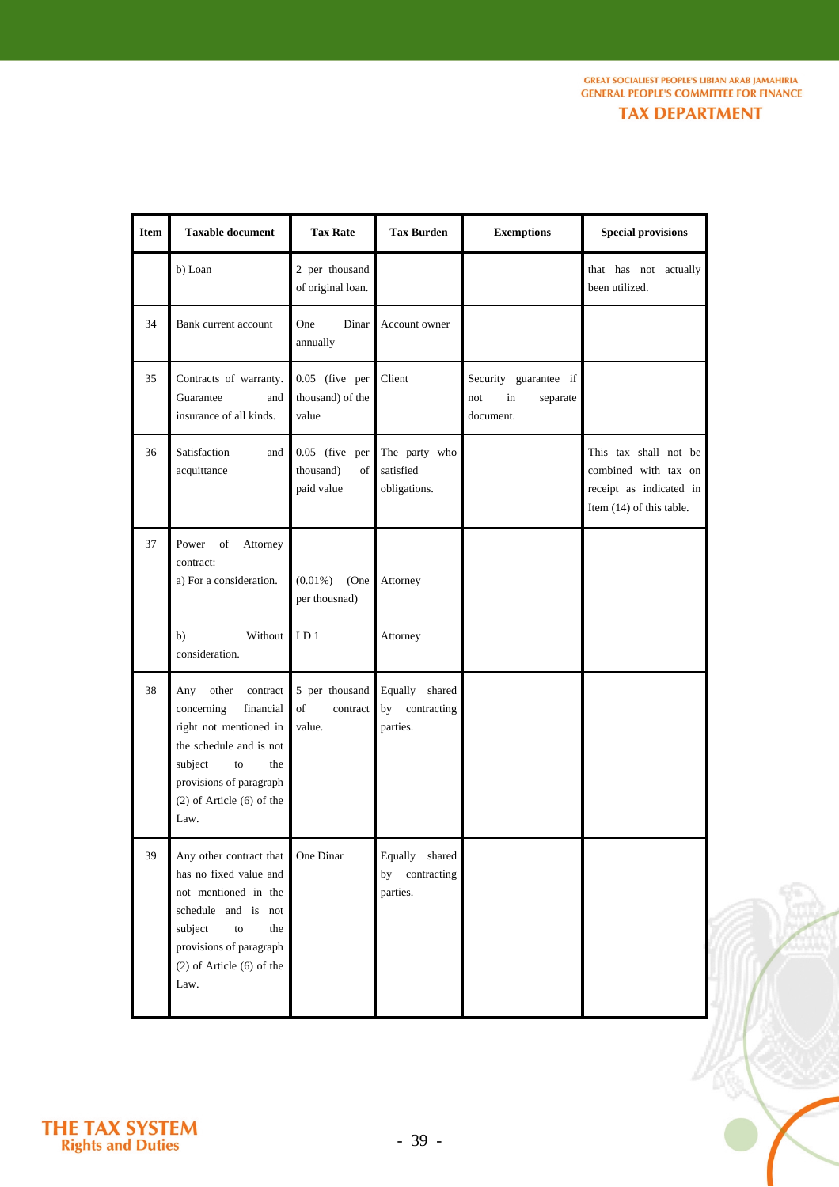| Item | Taxable document | Tax Rate | Tax Burden | Exemptions | Special provisions |
|---|---|---|---|---|---|
| | b) Loan | 2 per thousand of original loan. | | | that has not actually been utilized. |
| 34 | Bank current account | One Dinar annually | Account owner | | |
| 35 | Contracts of warranty. Guarantee and insurance of all kinds. | 0.05 (five per thousand) of the value | Client | Security guarantee if not in separate document. | |
| 36 | Satisfaction and acquittance | 0.05 (five per thousand) of paid value | The party who satisfied obligations. | | This tax shall not be combined with tax on receipt as indicated in Item (14) of this table. |
| 37 | Power of Attorney contract:<br>a) For a consideration.<br><br>b) Without consideration. | <br>(0.01%) (One per thousnad)<br><br>LD 1 | <br>Attorney<br><br>Attorney | | |
| 38 | Any other contract concerning financial right not mentioned in the schedule and is not subject to the provisions of paragraph (2) of Article (6) of the Law. | 5 per thousand of contract value. | Equally shared by contracting parties. | | |
| 39 | Any other contract that has no fixed value and not mentioned in the schedule and is not subject to the provisions of paragraph (2) of Article (6) of the Law. | One Dinar | Equally shared by contracting parties. | | |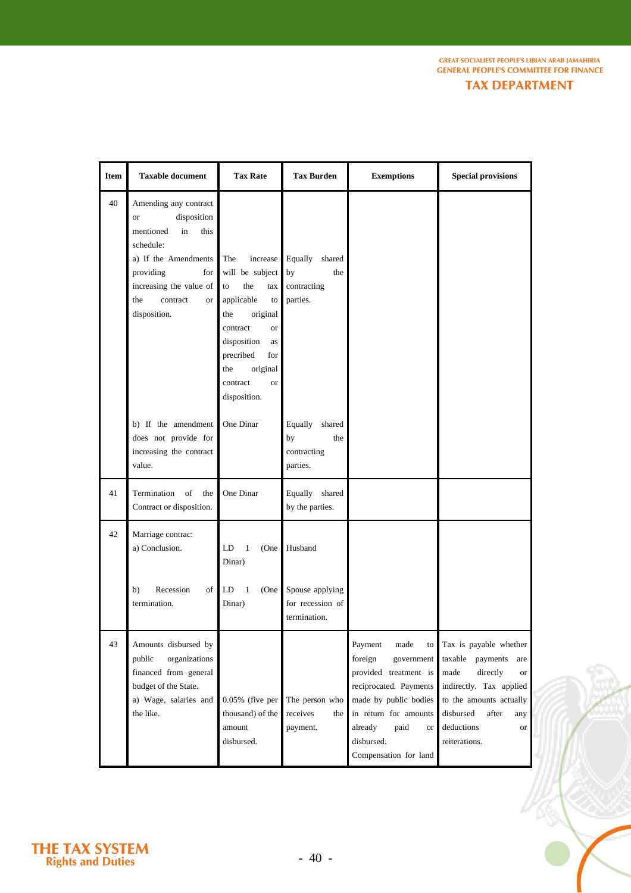| Item | Taxable document | Tax Rate | Tax Burden | Exemptions | Special provisions |
|---|---|---|---|---|---|
| 40 | Amending any contract or disposition mentioned in this schedule: | | | | |
| | a) If the Amendments providing for increasing the value of the contract or disposition. | The increase will be subject to the tax applicable to the original contract or disposition as precribed for the original contract or disposition. | Equally shared by the contracting parties. | | |
| | b) If the amendment does not provide for increasing the contract value. | One Dinar | Equally shared by the contracting parties. | | |
| 41 | Termination of the Contract or disposition. | One Dinar | Equally shared by the parties. | | |
| 42 | Marriage contrac: | | | | |
| | a) Conclusion. | LD 1 (One Dinar) | Husband | | |
| | b) Recession of termination. | LD 1 (One Dinar) | Spouse applying for recession of termination. | | |
| 43 | Amounts disbursed by public organizations financed from general budget of the State. | | | Payment made to foreign government provided treatment is reciprocated. Payments made by public bodies in return for amounts already paid or disbursed. Compensation for land | Tax is payable whether taxable payments are made directly or indirectly. Tax applied to the amounts actually disbursed after any deductions or reiterations. |
| | a) Wage, salaries and the like. | 0.05% (five per thousand) of the amount disbursed. | The person who receives the payment. | | |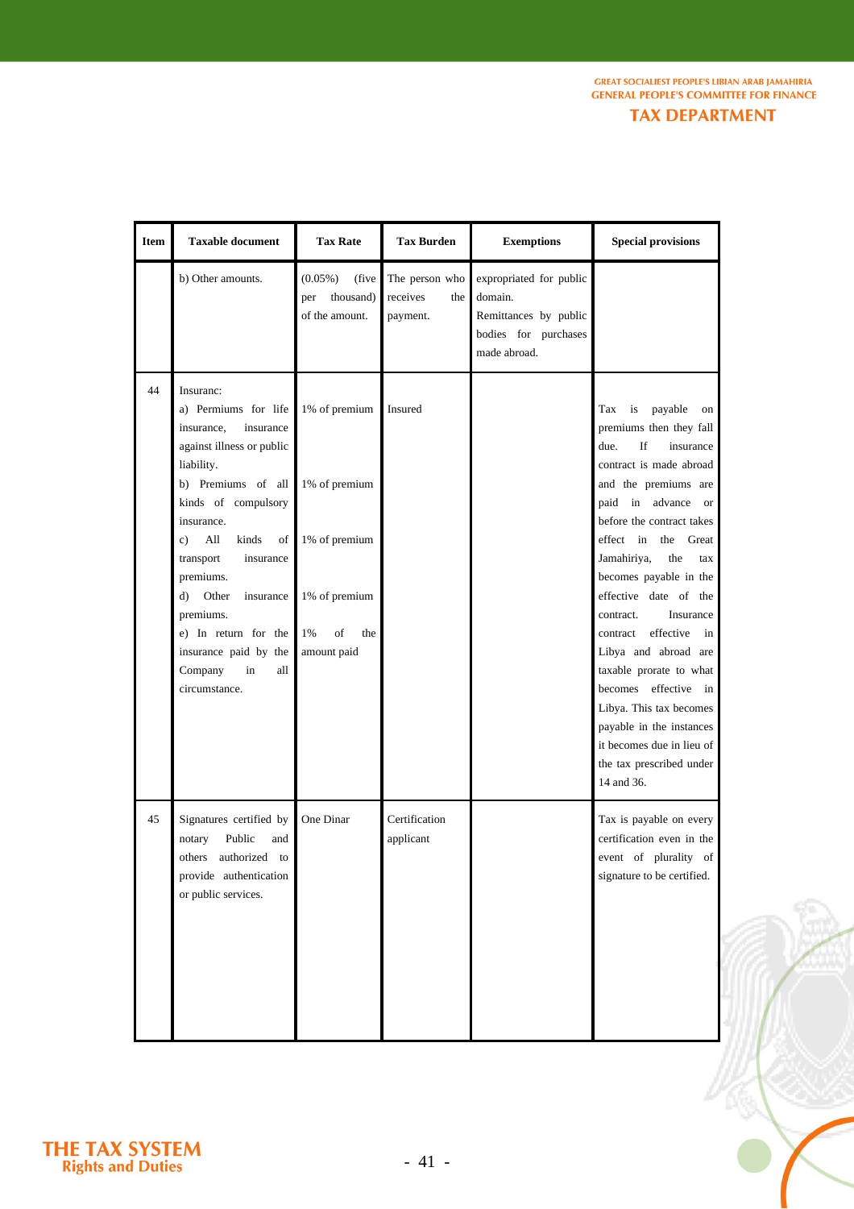| Item | Taxable document | Tax Rate | Tax Burden | Exemptions | Special provisions |
|---|---|---|---|---|---|
| | b) Other amounts. | (0.05%) (five per thousand) of the amount. | The person who receives the payment. | expropriated for public domain. Remittances by public bodies for purchases made abroad. | |
| 44 | Insuranc:<br>a) Permiums for life insurance, insurance against illness or public liability.<br>b) Premiums of all kinds of compulsory insurance.<br>c) All kinds of transport insurance premiums.<br>d) Other insurance premiums.<br>e) In return for the insurance paid by the Company in all circumstance. | 1% of premium<br><br>1% of premium<br><br>1% of premium<br><br>1% of premium<br><br>1% of the amount paid | Insured | | Tax is payable on premiums then they fall due. If insurance contract is made abroad and the premiums are paid in advance or before the contract takes effect in the Great Jamahiriya, the tax becomes payable in the effective date of the contract. Insurance contract effective in Libya and abroad are taxable prorate to what becomes effective in Libya. This tax becomes payable in the instances it becomes due in lieu of the tax prescribed under 14 and 36. |
| 45 | Signatures certified by notary Public and others authorized to provide authentication or public services. | One Dinar | Certification applicant | | Tax is payable on every certification even in the event of plurality of signature to be certified. |